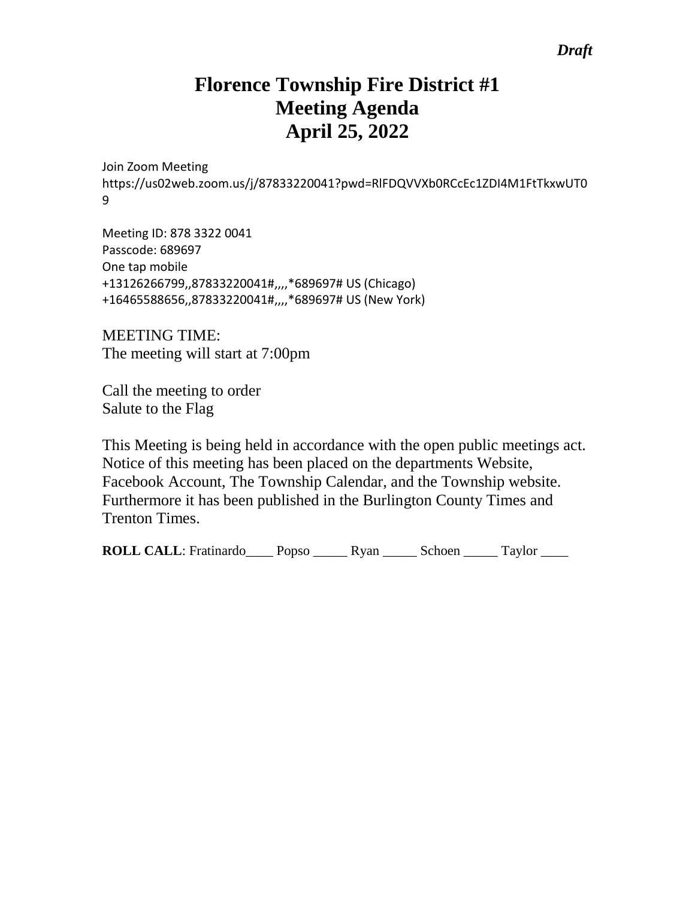*Draft*

# Florence Township Fire District #1
# Meeting Agenda
# April 25, 2022

Join Zoom Meeting
https://us02web.zoom.us/j/87833220041?pwd=RlFDQVVXb0RCcEc1ZDI4M1FtTkxwUT09

Meeting ID: 878 3322 0041
Passcode: 689697
One tap mobile
+13126266799,,87833220041#,,,,*689697# US (Chicago)
+16465588656,,87833220041#,,,,*689697# US (New York)

MEETING TIME:
The meeting will start at 7:00pm

Call the meeting to order
Salute to the Flag

This Meeting is being held in accordance with the open public meetings act. Notice of this meeting has been placed on the departments Website, Facebook Account, The Township Calendar, and the Township website. Furthermore it has been published in the Burlington County Times and Trenton Times.

**ROLL CALL**: Fratinardo____ Popso _____ Ryan _____ Schoen _____ Taylor ____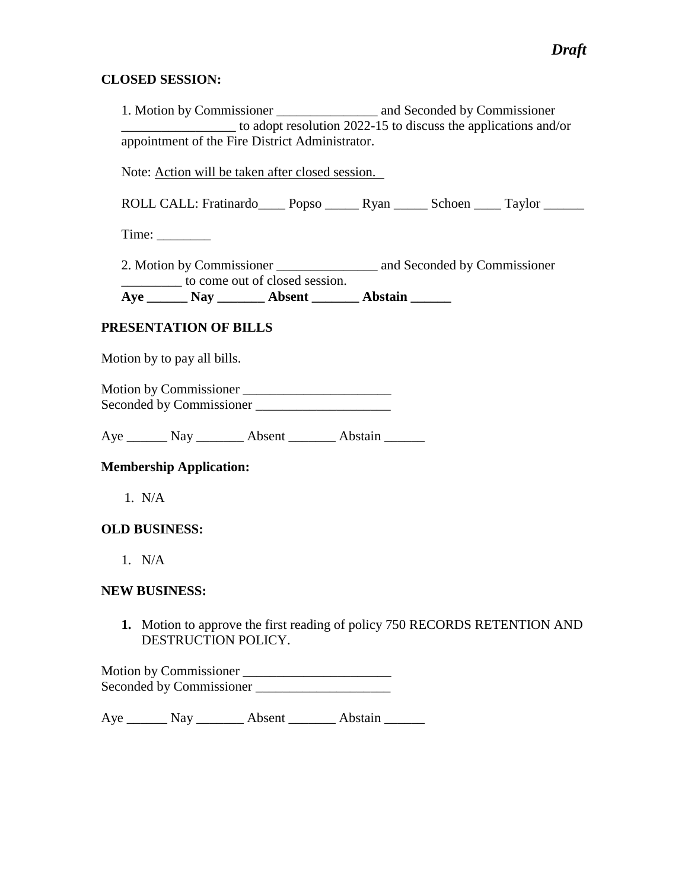*Draft*

**CLOSED SESSION:**

1. Motion by Commissioner _______________ and Seconded by Commissioner _________________ to adopt resolution 2022-15 to discuss the applications and/or appointment of the Fire District Administrator.

   Note: Action will be taken after closed session.

   ROLL CALL: Fratinardo____ Popso _____ Ryan _____ Schoen ____ Taylor ______

   Time: ________

2. Motion by Commissioner _______________ and Seconded by Commissioner _________ to come out of closed session.
   **Aye ______ Nay _______ Absent _______ Abstain ______**

**PRESENTATION OF BILLS**

Motion by to pay all bills.

Motion by Commissioner ______________________
Seconded by Commissioner ____________________

Aye ______ Nay _______ Absent _______ Abstain ______

**Membership Application:**

1. N/A

**OLD BUSINESS:**

1. N/A

**NEW BUSINESS:**

1. Motion to approve the first reading of policy 750 RECORDS RETENTION AND DESTRUCTION POLICY.

Motion by Commissioner ______________________
Seconded by Commissioner ____________________

Aye ______ Nay _______ Absent _______ Abstain ______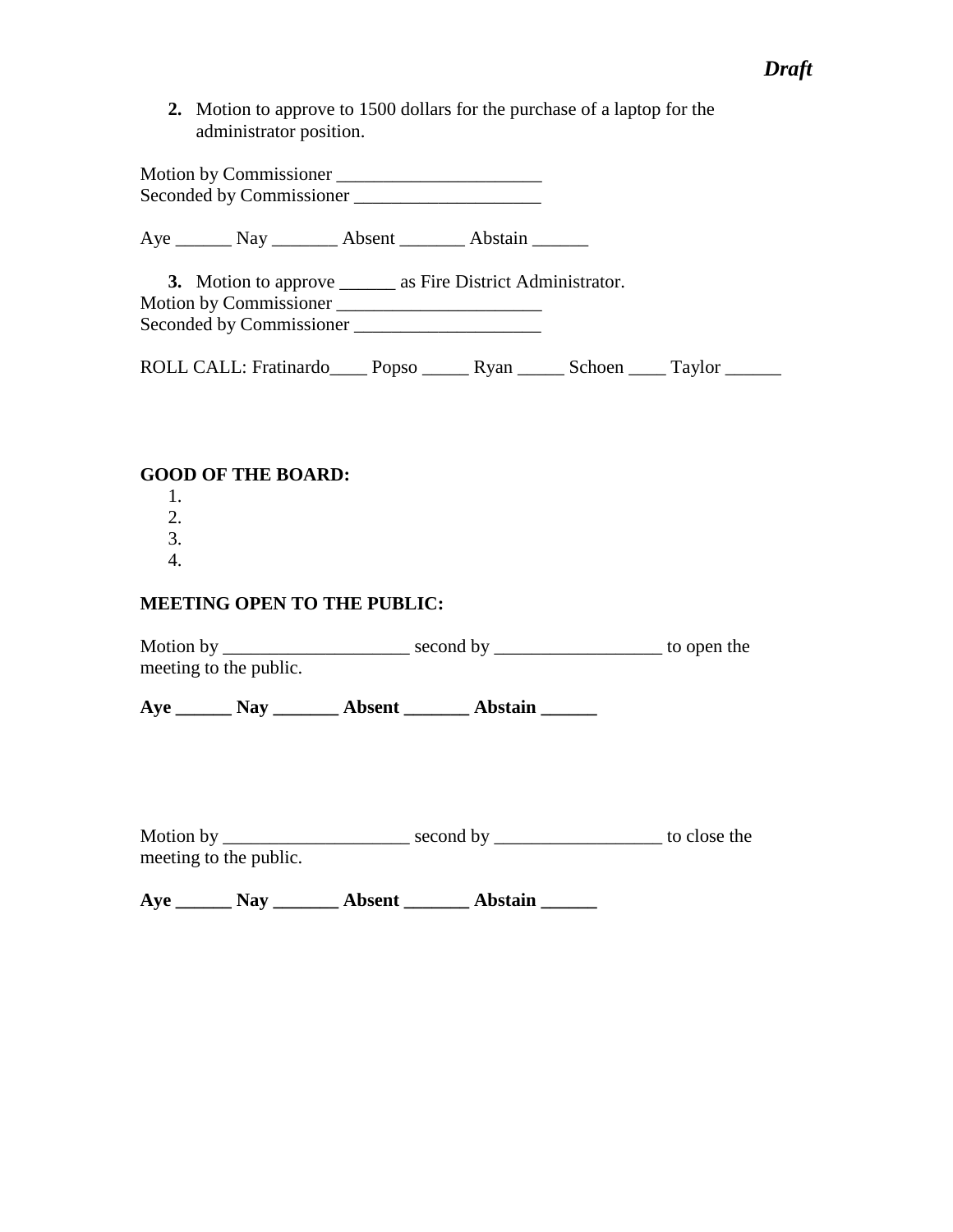*Draft*

2. Motion to approve to 1500 dollars for the purchase of a laptop for the administrator position.

Motion by Commissioner ______________________
Seconded by Commissioner ____________________

Aye ______ Nay _______ Absent _______ Abstain ______

3. Motion to approve ______ as Fire District Administrator.

Motion by Commissioner ______________________
Seconded by Commissioner ____________________

ROLL CALL: Fratinardo____ Popso _____ Ryan _____ Schoen ____ Taylor ______

**GOOD OF THE BOARD:**

1.
2.
3.
4.

**MEETING OPEN TO THE PUBLIC:**

Motion by ____________________ second by __________________ to open the meeting to the public.

**Aye ______ Nay _______ Absent _______ Abstain ______**

Motion by ____________________ second by __________________ to close the meeting to the public.

**Aye ______ Nay _______ Absent _______ Abstain ______**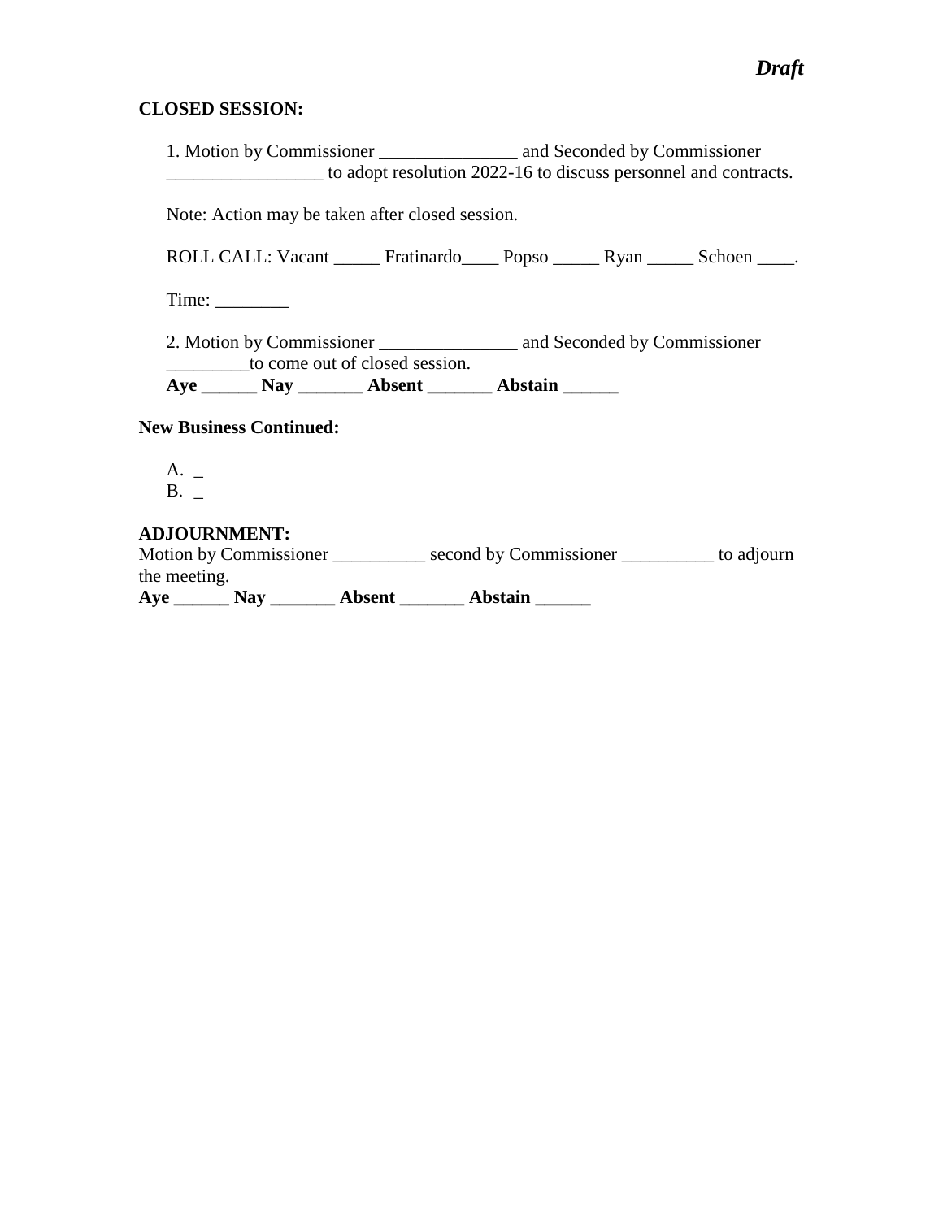*Draft*

**CLOSED SESSION:**

1. Motion by Commissioner _______________ and Seconded by Commissioner _________________ to adopt resolution 2022-16 to discuss personnel and contracts.

Note: <u>Action may be taken after closed session.</u>

ROLL CALL: Vacant _____ Fratinardo____ Popso _____ Ryan _____ Schoen ____.

Time: ________

2. Motion by Commissioner _______________ and Seconded by Commissioner _________to come out of closed session.
**Aye ______ Nay _______ Absent _______ Abstain ______**

**New Business Continued:**

A. _
B. _

**ADJOURNMENT:**
Motion by Commissioner __________ second by Commissioner __________ to adjourn the meeting.
**Aye ______ Nay _______ Absent _______ Abstain ______**